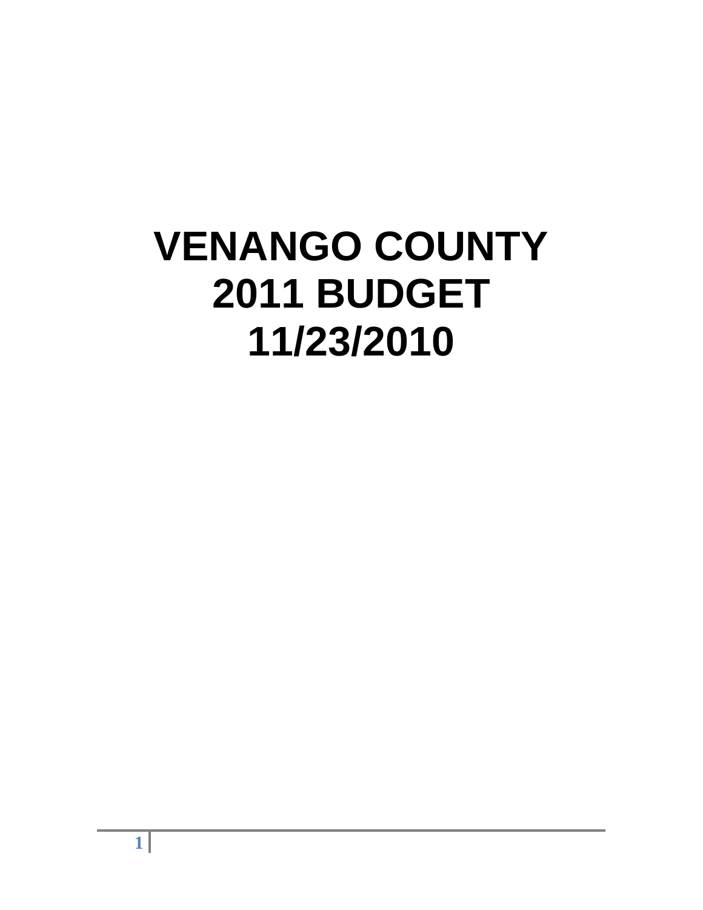# VENANGO COUNTY
# 2011 BUDGET
# 11/23/2010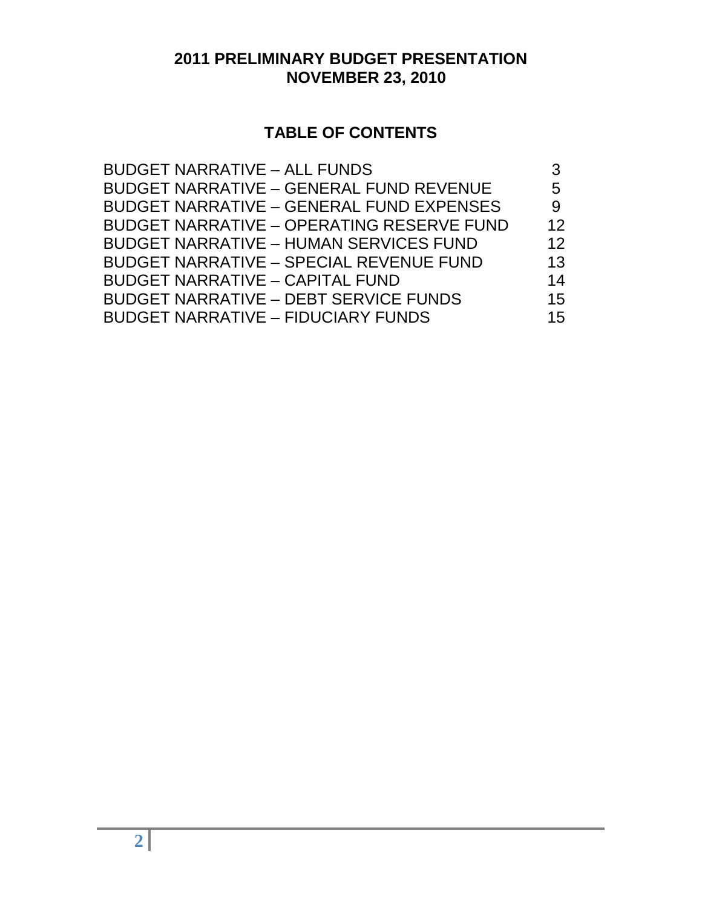# 2011 PRELIMINARY BUDGET PRESENTATION
# NOVEMBER 23, 2010

## TABLE OF CONTENTS

| | |
|---|---|
| BUDGET NARRATIVE – ALL FUNDS | 3 |
| BUDGET NARRATIVE – GENERAL FUND REVENUE | 5 |
| BUDGET NARRATIVE – GENERAL FUND EXPENSES | 9 |
| BUDGET NARRATIVE – OPERATING RESERVE FUND | 12 |
| BUDGET NARRATIVE – HUMAN SERVICES FUND | 12 |
| BUDGET NARRATIVE – SPECIAL REVENUE FUND | 13 |
| BUDGET NARRATIVE – CAPITAL FUND | 14 |
| BUDGET NARRATIVE – DEBT SERVICE FUNDS | 15 |
| BUDGET NARRATIVE – FIDUCIARY FUNDS | 15 |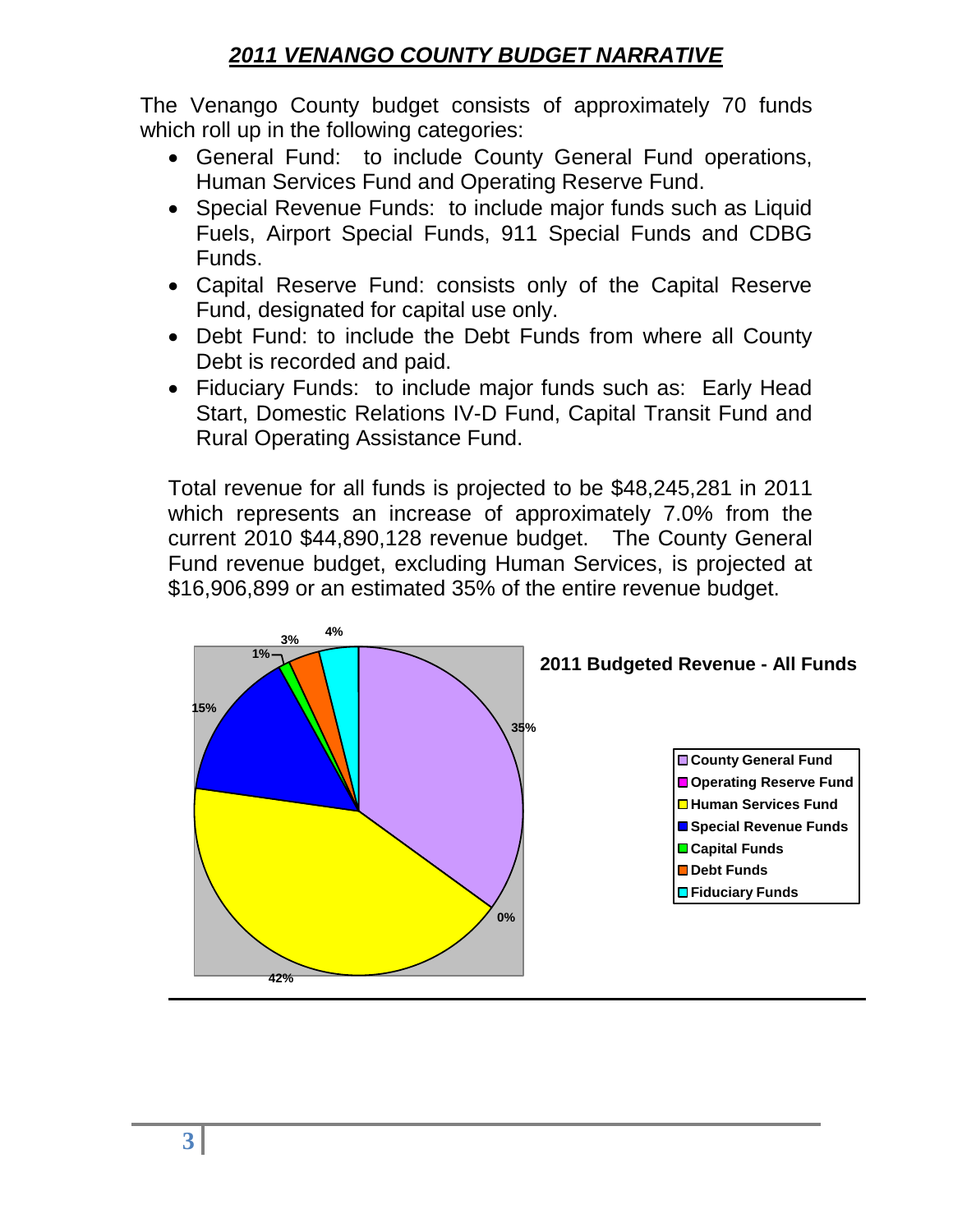# *2011 VENANGO COUNTY BUDGET NARRATIVE*

The Venango County budget consists of approximately 70 funds which roll up in the following categories:

- General Fund: to include County General Fund operations, Human Services Fund and Operating Reserve Fund.
- Special Revenue Funds: to include major funds such as Liquid Fuels, Airport Special Funds, 911 Special Funds and CDBG Funds.
- Capital Reserve Fund: consists only of the Capital Reserve Fund, designated for capital use only.
- Debt Fund: to include the Debt Funds from where all County Debt is recorded and paid.
- Fiduciary Funds: to include major funds such as: Early Head Start, Domestic Relations IV-D Fund, Capital Transit Fund and Rural Operating Assistance Fund.

Total revenue for all funds is projected to be $48,245,281 in 2011 which represents an increase of approximately 7.0% from the current 2010 $44,890,128 revenue budget. The County General Fund revenue budget, excluding Human Services, is projected at $16,906,899 or an estimated 35% of the entire revenue budget.

**2011 Budgeted Revenue - All Funds**

| Fund | Percent |
|---|---|
| County General Fund | 35% |
| Operating Reserve Fund | 0% |
| Human Services Fund | 42% |
| Special Revenue Funds | 15% |
| Capital Funds | 1% |
| Debt Funds | 3% |
| Fiduciary Funds | 4% |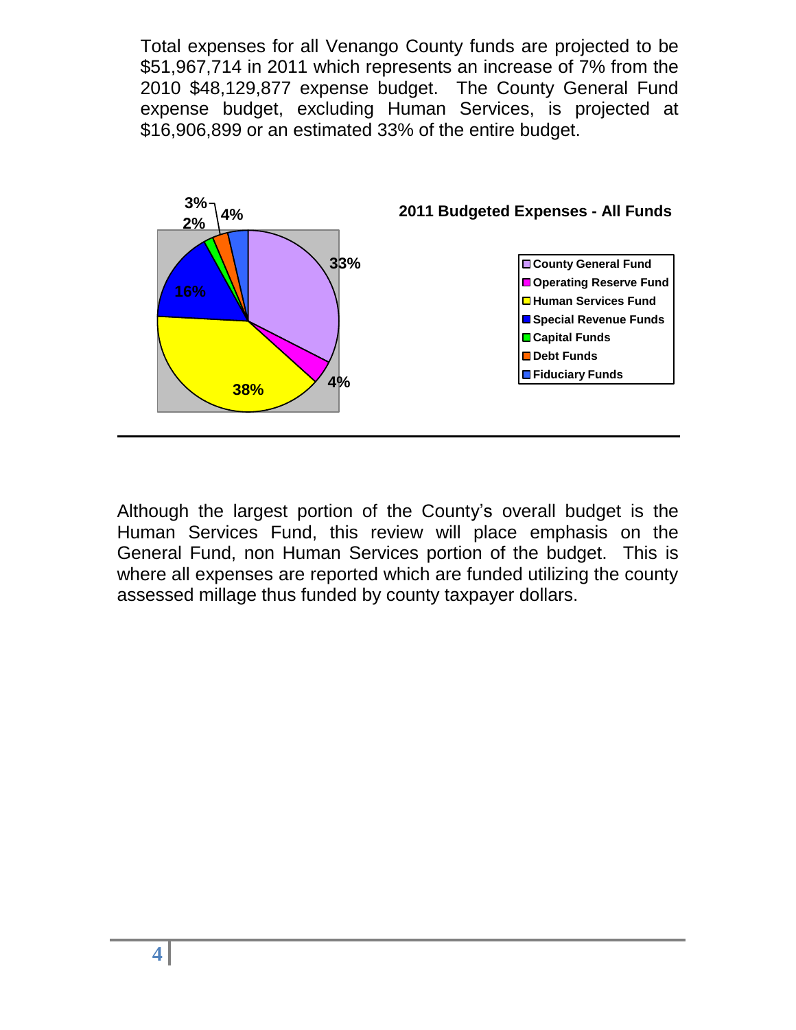Total expenses for all Venango County funds are projected to be $51,967,714 in 2011 which represents an increase of 7% from the 2010 $48,129,877 expense budget. The County General Fund expense budget, excluding Human Services, is projected at $16,906,899 or an estimated 33% of the entire budget.

**2011 Budgeted Expenses - All Funds**

| Fund | Percentage |
| --- | --- |
| County General Fund | 33% |
| Operating Reserve Fund | 4% |
| Human Services Fund | 38% |
| Special Revenue Funds | 16% |
| Capital Funds | 2% |
| Debt Funds | 3% |
| Fiduciary Funds | 4% |

Although the largest portion of the County's overall budget is the Human Services Fund, this review will place emphasis on the General Fund, non Human Services portion of the budget. This is where all expenses are reported which are funded utilizing the county assessed millage thus funded by county taxpayer dollars.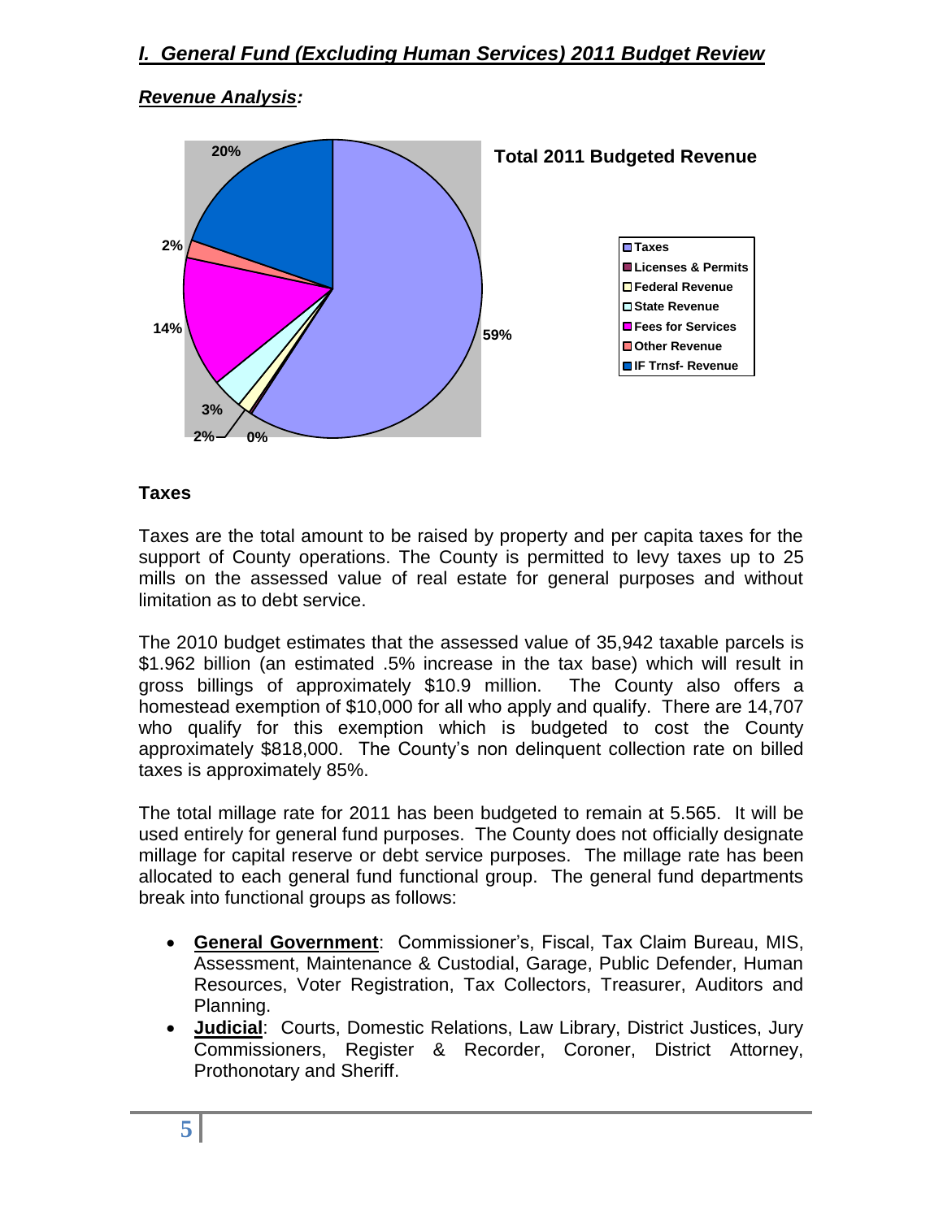## *I. General Fund (Excluding Human Services) 2011 Budget Review*

### *Revenue Analysis:*

**Total 2011 Budgeted Revenue**

| Category | Percent |
|---|---|
| Taxes | 59% |
| Licenses & Permits | 0% |
| Federal Revenue | 2% |
| State Revenue | 3% |
| Fees for Services | 14% |
| Other Revenue | 2% |
| IF Trnsf- Revenue | 20% |

### Taxes

Taxes are the total amount to be raised by property and per capita taxes for the support of County operations. The County is permitted to levy taxes up to 25 mills on the assessed value of real estate for general purposes and without limitation as to debt service.

The 2010 budget estimates that the assessed value of 35,942 taxable parcels is $1.962 billion (an estimated .5% increase in the tax base) which will result in gross billings of approximately $10.9 million. The County also offers a homestead exemption of $10,000 for all who apply and qualify. There are 14,707 who qualify for this exemption which is budgeted to cost the County approximately $818,000. The County's non delinquent collection rate on billed taxes is approximately 85%.

The total millage rate for 2011 has been budgeted to remain at 5.565. It will be used entirely for general fund purposes. The County does not officially designate millage for capital reserve or debt service purposes. The millage rate has been allocated to each general fund functional group. The general fund departments break into functional groups as follows:

- **General Government**: Commissioner's, Fiscal, Tax Claim Bureau, MIS, Assessment, Maintenance & Custodial, Garage, Public Defender, Human Resources, Voter Registration, Tax Collectors, Treasurer, Auditors and Planning.
- **Judicial**: Courts, Domestic Relations, Law Library, District Justices, Jury Commissioners, Register & Recorder, Coroner, District Attorney, Prothonotary and Sheriff.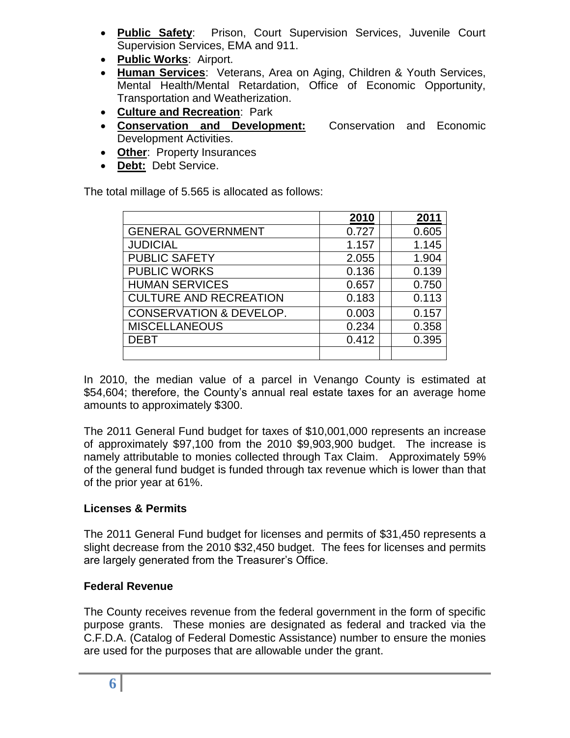- **Public Safety**: Prison, Court Supervision Services, Juvenile Court Supervision Services, EMA and 911.
- **Public Works**: Airport.
- **Human Services**: Veterans, Area on Aging, Children & Youth Services, Mental Health/Mental Retardation, Office of Economic Opportunity, Transportation and Weatherization.
- **Culture and Recreation**: Park
- **Conservation and Development:** Conservation and Economic Development Activities.
- **Other**: Property Insurances
- **Debt:** Debt Service.

The total millage of 5.565 is allocated as follows:

| | 2010 | | 2011 |
|---|---|---|---|
| GENERAL GOVERNMENT | 0.727 | | 0.605 |
| JUDICIAL | 1.157 | | 1.145 |
| PUBLIC SAFETY | 2.055 | | 1.904 |
| PUBLIC WORKS | 0.136 | | 0.139 |
| HUMAN SERVICES | 0.657 | | 0.750 |
| CULTURE AND RECREATION | 0.183 | | 0.113 |
| CONSERVATION & DEVELOP. | 0.003 | | 0.157 |
| MISCELLANEOUS | 0.234 | | 0.358 |
| DEBT | 0.412 | | 0.395 |
| | | | |

In 2010, the median value of a parcel in Venango County is estimated at $54,604; therefore, the County's annual real estate taxes for an average home amounts to approximately $300.

The 2011 General Fund budget for taxes of $10,001,000 represents an increase of approximately $97,100 from the 2010 $9,903,900 budget. The increase is namely attributable to monies collected through Tax Claim. Approximately 59% of the general fund budget is funded through tax revenue which is lower than that of the prior year at 61%.

### Licenses & Permits

The 2011 General Fund budget for licenses and permits of $31,450 represents a slight decrease from the 2010 $32,450 budget. The fees for licenses and permits are largely generated from the Treasurer's Office.

### Federal Revenue

The County receives revenue from the federal government in the form of specific purpose grants. These monies are designated as federal and tracked via the C.F.D.A. (Catalog of Federal Domestic Assistance) number to ensure the monies are used for the purposes that are allowable under the grant.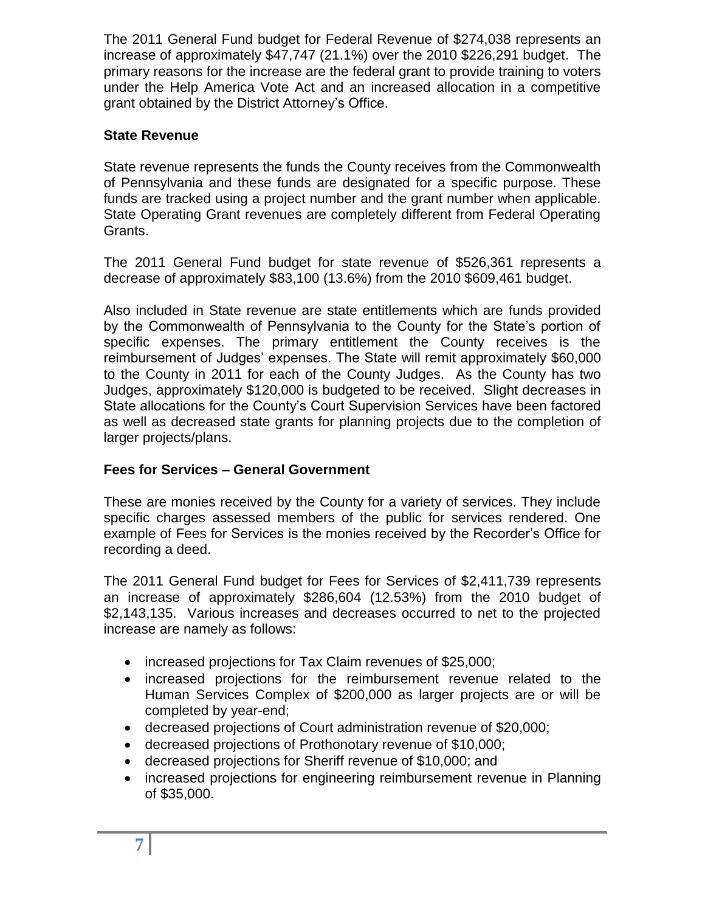The 2011 General Fund budget for Federal Revenue of $274,038 represents an increase of approximately $47,747 (21.1%) over the 2010 $226,291 budget. The primary reasons for the increase are the federal grant to provide training to voters under the Help America Vote Act and an increased allocation in a competitive grant obtained by the District Attorney's Office.

### State Revenue

State revenue represents the funds the County receives from the Commonwealth of Pennsylvania and these funds are designated for a specific purpose. These funds are tracked using a project number and the grant number when applicable. State Operating Grant revenues are completely different from Federal Operating Grants.

The 2011 General Fund budget for state revenue of $526,361 represents a decrease of approximately $83,100 (13.6%) from the 2010 $609,461 budget.

Also included in State revenue are state entitlements which are funds provided by the Commonwealth of Pennsylvania to the County for the State's portion of specific expenses. The primary entitlement the County receives is the reimbursement of Judges' expenses. The State will remit approximately $60,000 to the County in 2011 for each of the County Judges. As the County has two Judges, approximately $120,000 is budgeted to be received. Slight decreases in State allocations for the County's Court Supervision Services have been factored as well as decreased state grants for planning projects due to the completion of larger projects/plans.

### Fees for Services – General Government

These are monies received by the County for a variety of services. They include specific charges assessed members of the public for services rendered. One example of Fees for Services is the monies received by the Recorder's Office for recording a deed.

The 2011 General Fund budget for Fees for Services of $2,411,739 represents an increase of approximately $286,604 (12.53%) from the 2010 budget of $2,143,135. Various increases and decreases occurred to net to the projected increase are namely as follows:

- increased projections for Tax Claim revenues of $25,000;
- increased projections for the reimbursement revenue related to the Human Services Complex of $200,000 as larger projects are or will be completed by year-end;
- decreased projections of Court administration revenue of $20,000;
- decreased projections of Prothonotary revenue of $10,000;
- decreased projections for Sheriff revenue of $10,000; and
- increased projections for engineering reimbursement revenue in Planning of $35,000.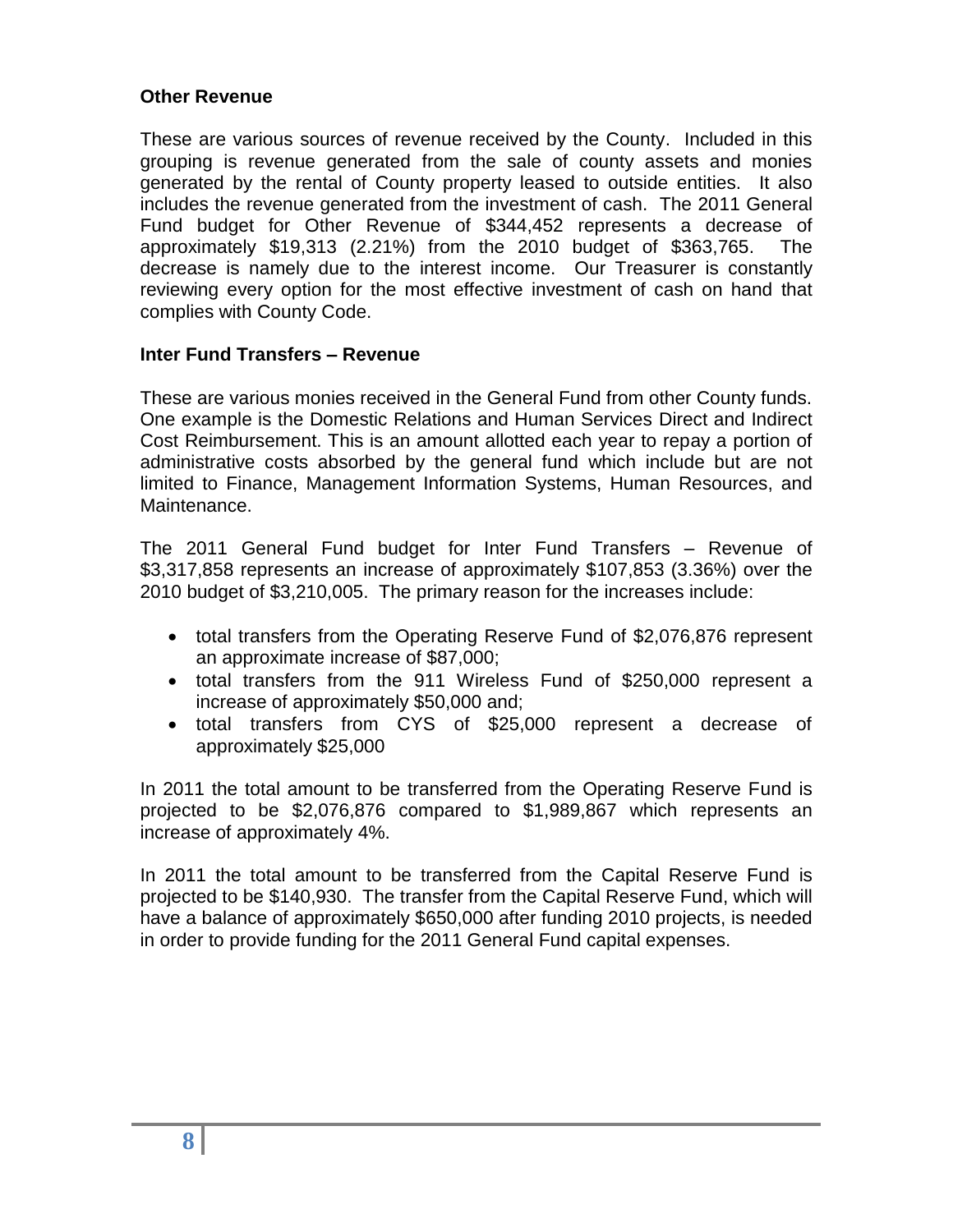**Other Revenue**

These are various sources of revenue received by the County. Included in this grouping is revenue generated from the sale of county assets and monies generated by the rental of County property leased to outside entities. It also includes the revenue generated from the investment of cash. The 2011 General Fund budget for Other Revenue of $344,452 represents a decrease of approximately $19,313 (2.21%) from the 2010 budget of $363,765. The decrease is namely due to the interest income. Our Treasurer is constantly reviewing every option for the most effective investment of cash on hand that complies with County Code.

**Inter Fund Transfers – Revenue**

These are various monies received in the General Fund from other County funds. One example is the Domestic Relations and Human Services Direct and Indirect Cost Reimbursement. This is an amount allotted each year to repay a portion of administrative costs absorbed by the general fund which include but are not limited to Finance, Management Information Systems, Human Resources, and Maintenance.

The 2011 General Fund budget for Inter Fund Transfers – Revenue of $3,317,858 represents an increase of approximately $107,853 (3.36%) over the 2010 budget of $3,210,005. The primary reason for the increases include:

- total transfers from the Operating Reserve Fund of $2,076,876 represent an approximate increase of $87,000;
- total transfers from the 911 Wireless Fund of $250,000 represent a increase of approximately $50,000 and;
- total transfers from CYS of $25,000 represent a decrease of approximately $25,000

In 2011 the total amount to be transferred from the Operating Reserve Fund is projected to be $2,076,876 compared to $1,989,867 which represents an increase of approximately 4%.

In 2011 the total amount to be transferred from the Capital Reserve Fund is projected to be $140,930. The transfer from the Capital Reserve Fund, which will have a balance of approximately $650,000 after funding 2010 projects, is needed in order to provide funding for the 2011 General Fund capital expenses.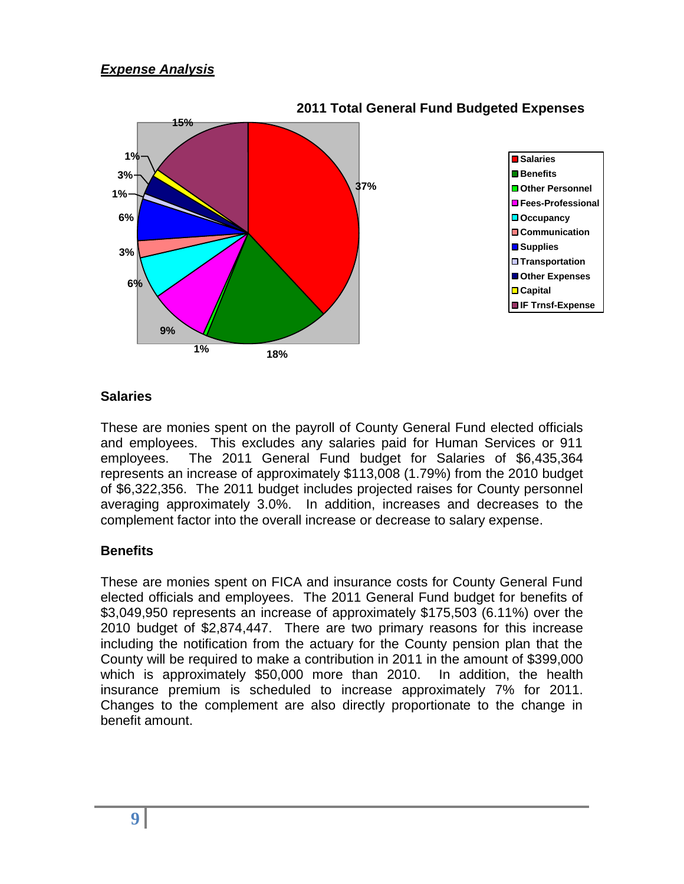## *Expense Analysis*

**2011 Total General Fund Budgeted Expenses**

| Category | Percentage |
|---|---|
| Salaries | 37% |
| Benefits | 18% |
| Other Personnel | 1% |
| Fees-Professional | 9% |
| Occupancy | 6% |
| Communication | 3% |
| Supplies | 6% |
| Transportation | 1% |
| Other Expenses | 3% |
| Capital | 1% |
| IF Trnsf-Expense | 15% |

### Salaries

These are monies spent on the payroll of County General Fund elected officials and employees. This excludes any salaries paid for Human Services or 911 employees. The 2011 General Fund budget for Salaries of $6,435,364 represents an increase of approximately $113,008 (1.79%) from the 2010 budget of $6,322,356. The 2011 budget includes projected raises for County personnel averaging approximately 3.0%. In addition, increases and decreases to the complement factor into the overall increase or decrease to salary expense.

### Benefits

These are monies spent on FICA and insurance costs for County General Fund elected officials and employees. The 2011 General Fund budget for benefits of $3,049,950 represents an increase of approximately $175,503 (6.11%) over the 2010 budget of $2,874,447. There are two primary reasons for this increase including the notification from the actuary for the County pension plan that the County will be required to make a contribution in 2011 in the amount of $399,000 which is approximately $50,000 more than 2010. In addition, the health insurance premium is scheduled to increase approximately 7% for 2011. Changes to the complement are also directly proportionate to the change in benefit amount.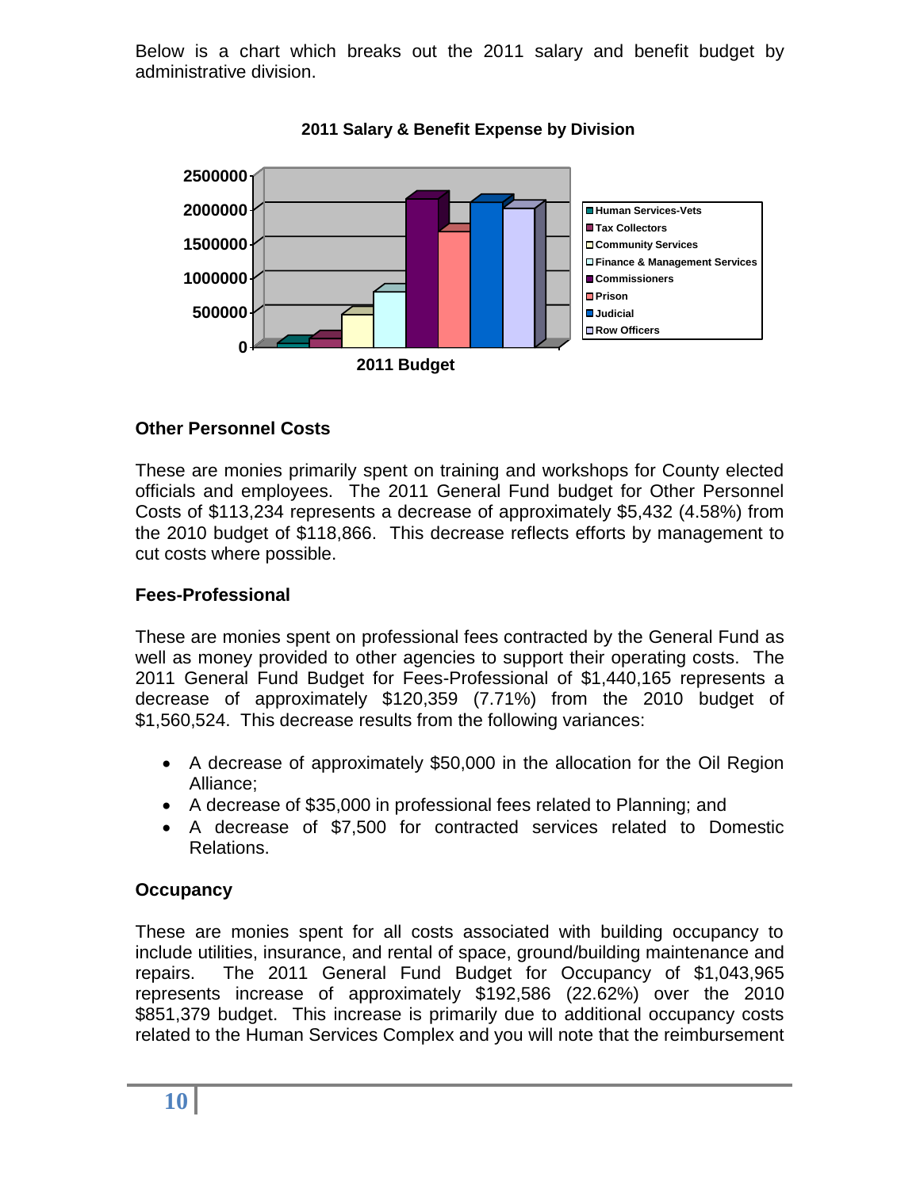Below is a chart which breaks out the 2011 salary and benefit budget by administrative division.

**2011 Salary & Benefit Expense by Division**

### Other Personnel Costs

These are monies primarily spent on training and workshops for County elected officials and employees. The 2011 General Fund budget for Other Personnel Costs of $113,234 represents a decrease of approximately $5,432 (4.58%) from the 2010 budget of $118,866. This decrease reflects efforts by management to cut costs where possible.

### Fees-Professional

These are monies spent on professional fees contracted by the General Fund as well as money provided to other agencies to support their operating costs. The 2011 General Fund Budget for Fees-Professional of $1,440,165 represents a decrease of approximately $120,359 (7.71%) from the 2010 budget of $1,560,524. This decrease results from the following variances:

- A decrease of approximately $50,000 in the allocation for the Oil Region Alliance;
- A decrease of $35,000 in professional fees related to Planning; and
- A decrease of $7,500 for contracted services related to Domestic Relations.

### Occupancy

These are monies spent for all costs associated with building occupancy to include utilities, insurance, and rental of space, ground/building maintenance and repairs. The 2011 General Fund Budget for Occupancy of $1,043,965 represents increase of approximately $192,586 (22.62%) over the 2010 $851,379 budget. This increase is primarily due to additional occupancy costs related to the Human Services Complex and you will note that the reimbursement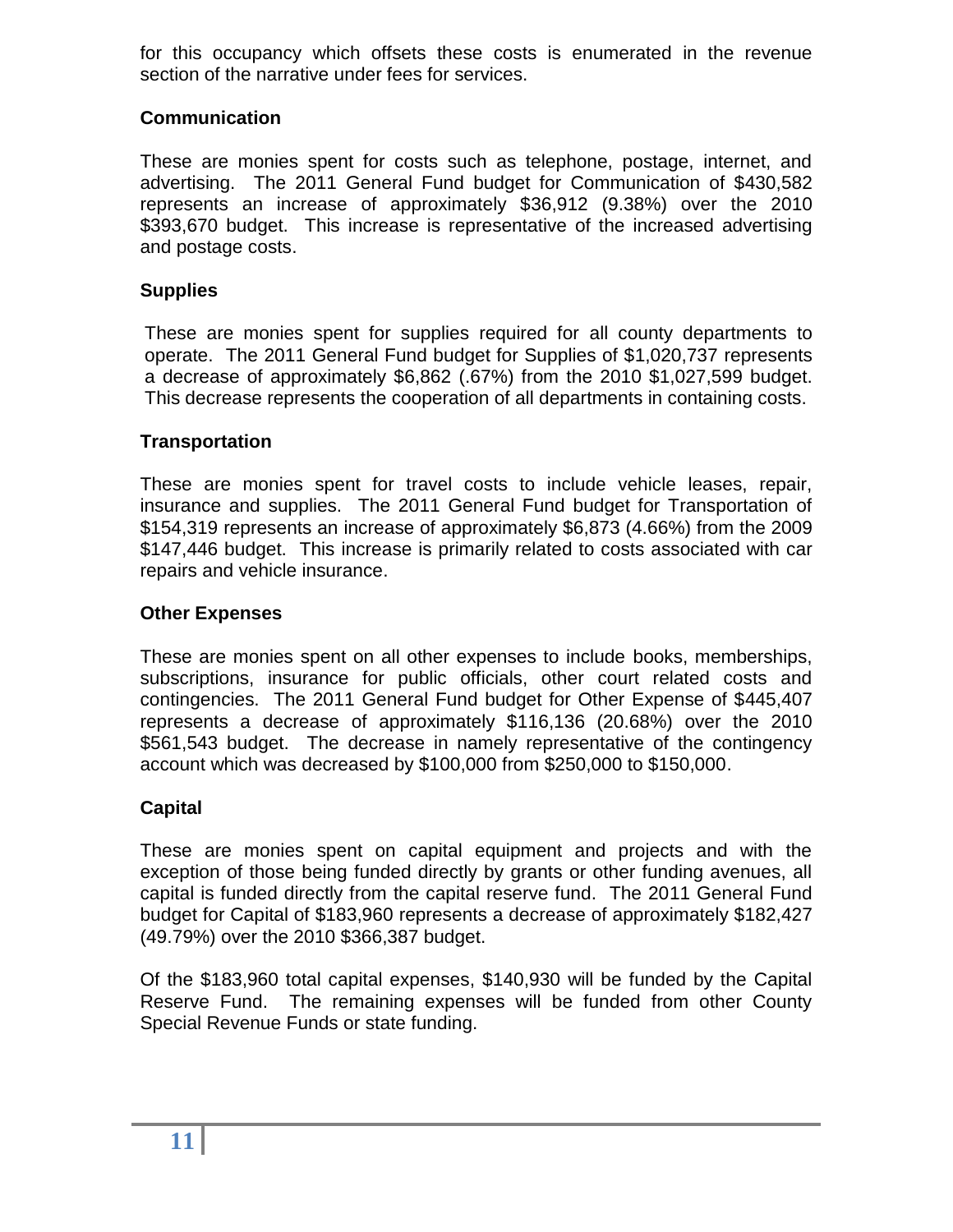for this occupancy which offsets these costs is enumerated in the revenue section of the narrative under fees for services.

### Communication

These are monies spent for costs such as telephone, postage, internet, and advertising. The 2011 General Fund budget for Communication of $430,582 represents an increase of approximately $36,912 (9.38%) over the 2010 $393,670 budget. This increase is representative of the increased advertising and postage costs.

### Supplies

These are monies spent for supplies required for all county departments to operate. The 2011 General Fund budget for Supplies of $1,020,737 represents a decrease of approximately $6,862 (.67%) from the 2010 $1,027,599 budget. This decrease represents the cooperation of all departments in containing costs.

### Transportation

These are monies spent for travel costs to include vehicle leases, repair, insurance and supplies. The 2011 General Fund budget for Transportation of $154,319 represents an increase of approximately $6,873 (4.66%) from the 2009 $147,446 budget. This increase is primarily related to costs associated with car repairs and vehicle insurance.

### Other Expenses

These are monies spent on all other expenses to include books, memberships, subscriptions, insurance for public officials, other court related costs and contingencies. The 2011 General Fund budget for Other Expense of $445,407 represents a decrease of approximately $116,136 (20.68%) over the 2010 $561,543 budget. The decrease in namely representative of the contingency account which was decreased by $100,000 from $250,000 to $150,000.

### Capital

These are monies spent on capital equipment and projects and with the exception of those being funded directly by grants or other funding avenues, all capital is funded directly from the capital reserve fund. The 2011 General Fund budget for Capital of $183,960 represents a decrease of approximately $182,427 (49.79%) over the 2010 $366,387 budget.

Of the $183,960 total capital expenses, $140,930 will be funded by the Capital Reserve Fund. The remaining expenses will be funded from other County Special Revenue Funds or state funding.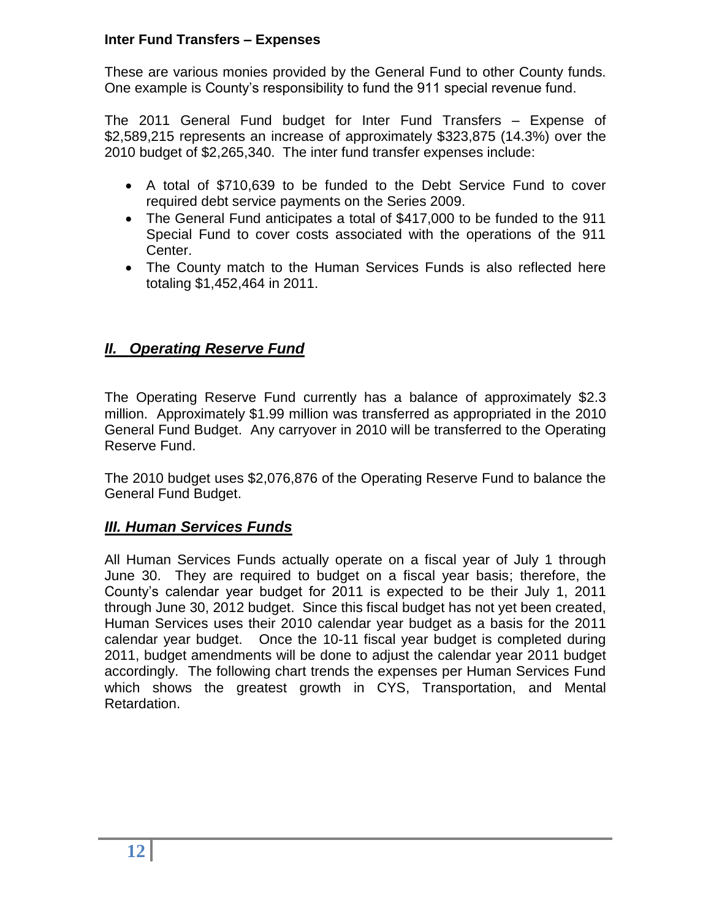**Inter Fund Transfers – Expenses**

These are various monies provided by the General Fund to other County funds. One example is County's responsibility to fund the 911 special revenue fund.

The 2011 General Fund budget for Inter Fund Transfers – Expense of $2,589,215 represents an increase of approximately $323,875 (14.3%) over the 2010 budget of $2,265,340. The inter fund transfer expenses include:

- A total of $710,639 to be funded to the Debt Service Fund to cover required debt service payments on the Series 2009.
- The General Fund anticipates a total of $417,000 to be funded to the 911 Special Fund to cover costs associated with the operations of the 911 Center.
- The County match to the Human Services Funds is also reflected here totaling $1,452,464 in 2011.

## ***II. Operating Reserve Fund***

The Operating Reserve Fund currently has a balance of approximately $2.3 million. Approximately $1.99 million was transferred as appropriated in the 2010 General Fund Budget. Any carryover in 2010 will be transferred to the Operating Reserve Fund.

The 2010 budget uses $2,076,876 of the Operating Reserve Fund to balance the General Fund Budget.

## ***III. Human Services Funds***

All Human Services Funds actually operate on a fiscal year of July 1 through June 30. They are required to budget on a fiscal year basis; therefore, the County's calendar year budget for 2011 is expected to be their July 1, 2011 through June 30, 2012 budget. Since this fiscal budget has not yet been created, Human Services uses their 2010 calendar year budget as a basis for the 2011 calendar year budget. Once the 10-11 fiscal year budget is completed during 2011, budget amendments will be done to adjust the calendar year 2011 budget accordingly. The following chart trends the expenses per Human Services Fund which shows the greatest growth in CYS, Transportation, and Mental Retardation.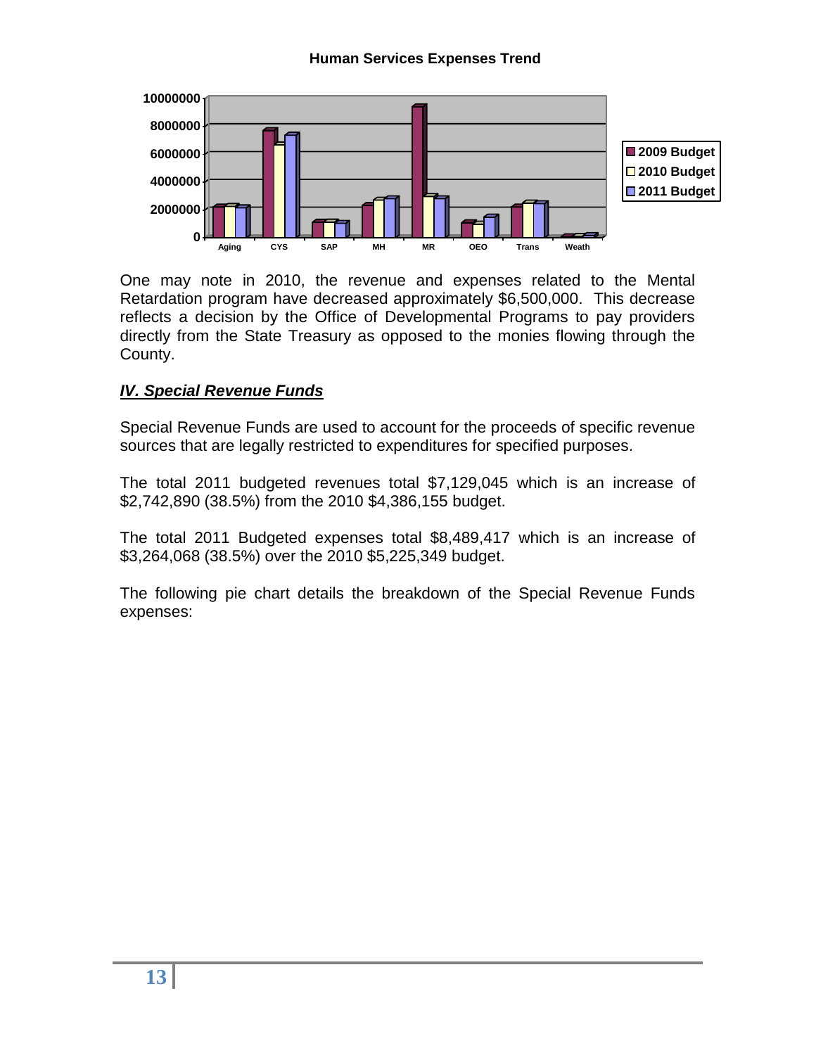**Human Services Expenses Trend**

One may note in 2010, the revenue and expenses related to the Mental Retardation program have decreased approximately $6,500,000. This decrease reflects a decision by the Office of Developmental Programs to pay providers directly from the State Treasury as opposed to the monies flowing through the County.

## ***IV. Special Revenue Funds***

Special Revenue Funds are used to account for the proceeds of specific revenue sources that are legally restricted to expenditures for specified purposes.

The total 2011 budgeted revenues total $7,129,045 which is an increase of $2,742,890 (38.5%) from the 2010 $4,386,155 budget.

The total 2011 Budgeted expenses total $8,489,417 which is an increase of $3,264,068 (38.5%) over the 2010 $5,225,349 budget.

The following pie chart details the breakdown of the Special Revenue Funds expenses: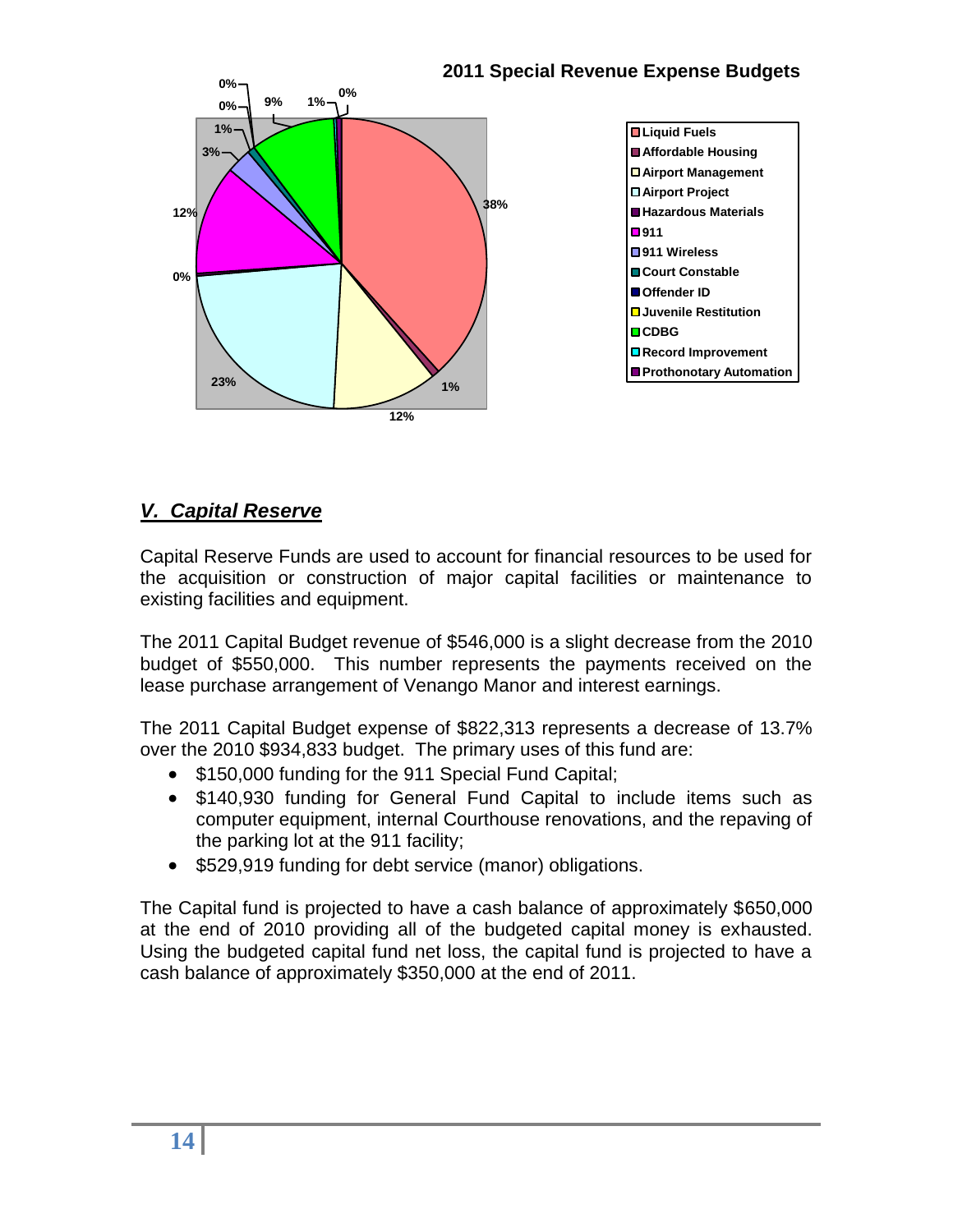**2011 Special Revenue Expense Budgets**

- Liquid Fuels
- Affordable Housing
- Airport Management
- Airport Project
- Hazardous Materials
- 911
- 911 Wireless
- Court Constable
- Offender ID
- Juvenile Restitution
- CDBG
- Record Improvement
- Prothonotary Automation

38% · 1% · 12% · 23% · 0% · 12% · 3% · 1% · 0% · 0% · 9% · 1% · 0%

## *V. Capital Reserve*

Capital Reserve Funds are used to account for financial resources to be used for the acquisition or construction of major capital facilities or maintenance to existing facilities and equipment.

The 2011 Capital Budget revenue of $546,000 is a slight decrease from the 2010 budget of $550,000. This number represents the payments received on the lease purchase arrangement of Venango Manor and interest earnings.

The 2011 Capital Budget expense of $822,313 represents a decrease of 13.7% over the 2010 $934,833 budget. The primary uses of this fund are:

- $150,000 funding for the 911 Special Fund Capital;
- $140,930 funding for General Fund Capital to include items such as computer equipment, internal Courthouse renovations, and the repaving of the parking lot at the 911 facility;
- $529,919 funding for debt service (manor) obligations.

The Capital fund is projected to have a cash balance of approximately $650,000 at the end of 2010 providing all of the budgeted capital money is exhausted. Using the budgeted capital fund net loss, the capital fund is projected to have a cash balance of approximately $350,000 at the end of 2011.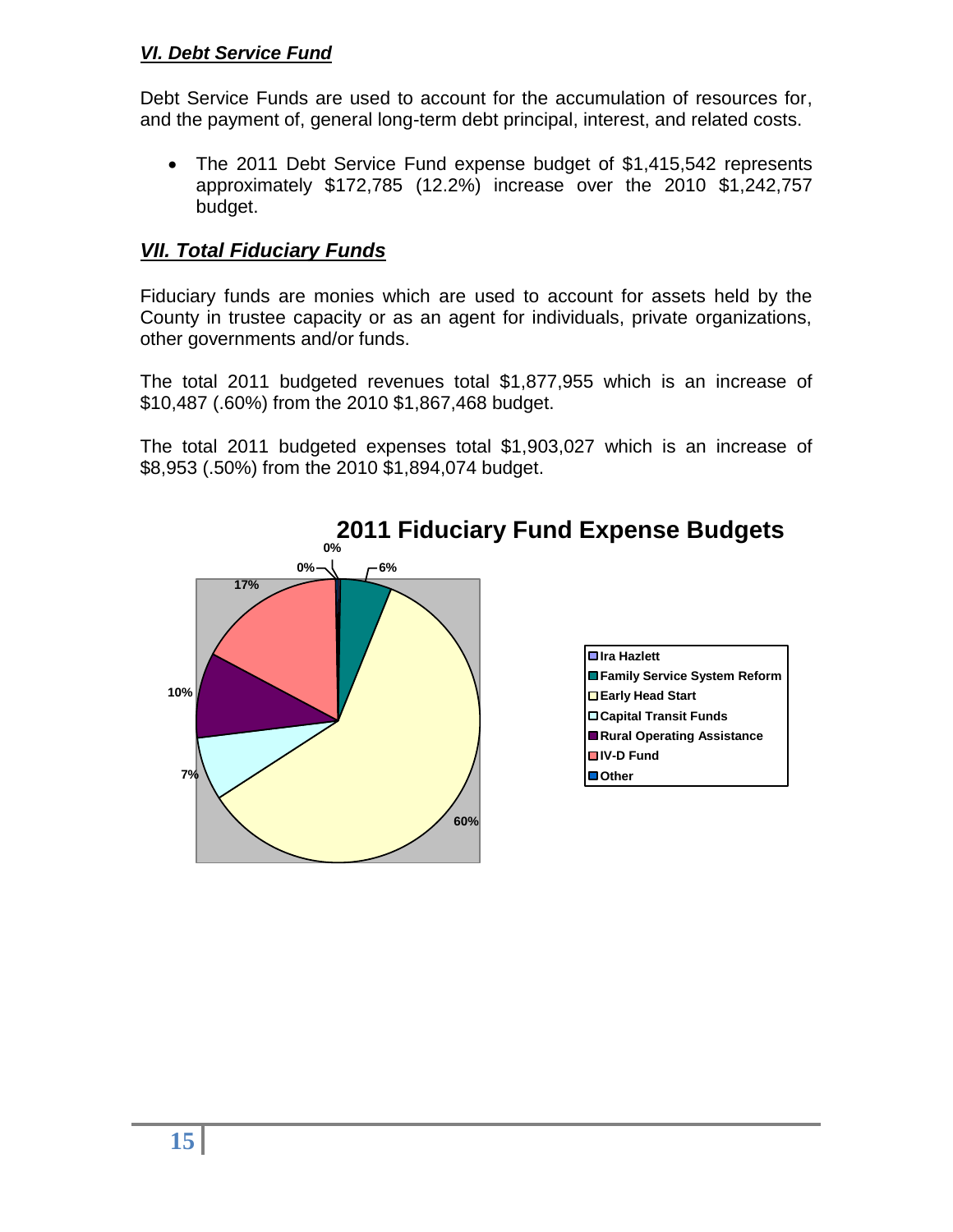## *VI. Debt Service Fund*

Debt Service Funds are used to account for the accumulation of resources for, and the payment of, general long-term debt principal, interest, and related costs.

- The 2011 Debt Service Fund expense budget of $1,415,542 represents approximately $172,785 (12.2%) increase over the 2010 $1,242,757 budget.

## *VII. Total Fiduciary Funds*

Fiduciary funds are monies which are used to account for assets held by the County in trustee capacity or as an agent for individuals, private organizations, other governments and/or funds.

The total 2011 budgeted revenues total $1,877,955 which is an increase of $10,487 (.60%) from the 2010 $1,867,468 budget.

The total 2011 budgeted expenses total $1,903,027 which is an increase of $8,953 (.50%) from the 2010 $1,894,074 budget.

**2011 Fiduciary Fund Expense Budgets**

0%
0%
6%
17%
10%
7%
60%

Ira Hazlett
Family Service System Reform
Early Head Start
Capital Transit Funds
Rural Operating Assistance
IV-D Fund
Other